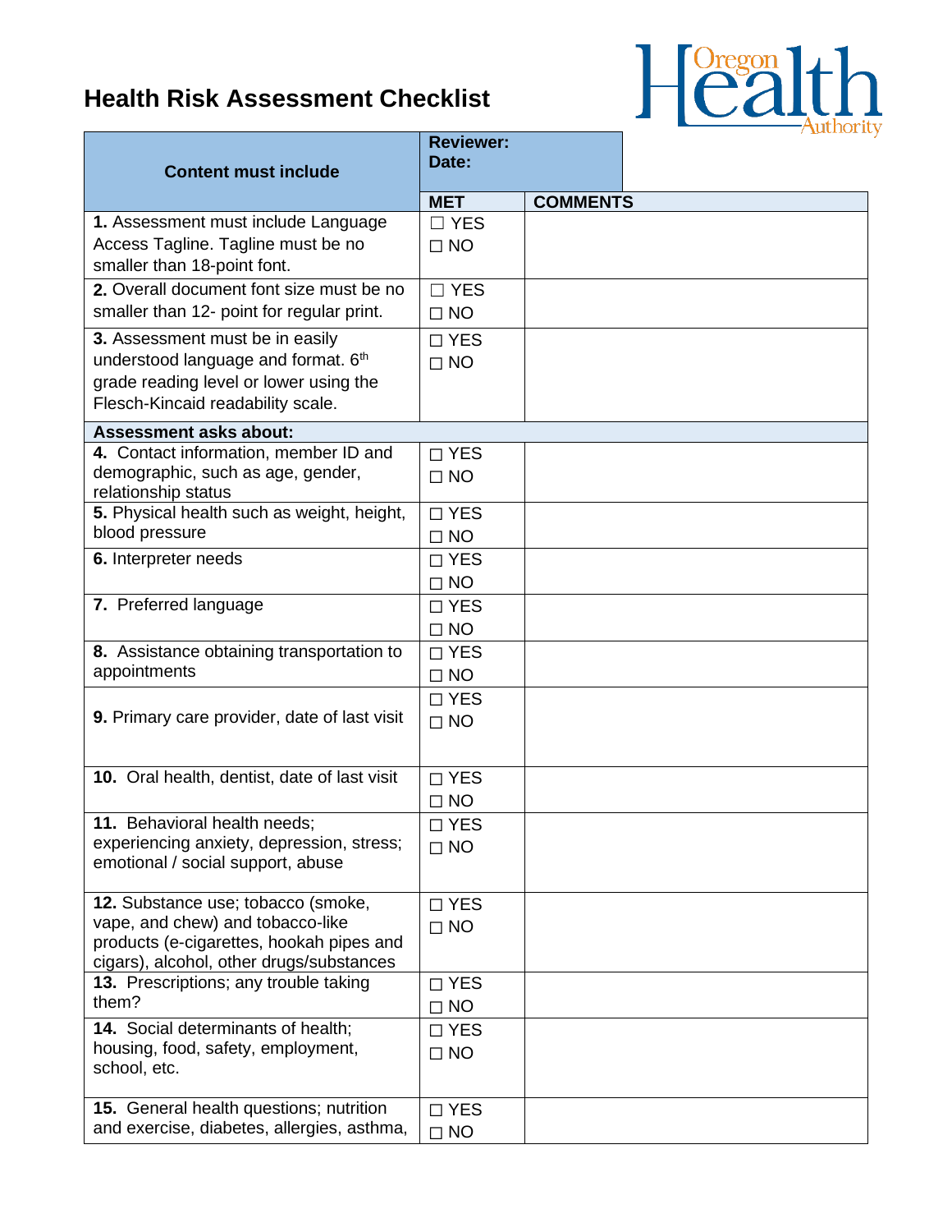# Health Risk Assessment Checklist

| Content must include | Reviewer:<br>Date: | |
|---|---|---|
| | **MET** | **COMMENTS** |
| **1.** Assessment must include Language Access Tagline. Tagline must be no smaller than 18-point font. | ☐ YES<br>☐ NO | |
| **2.** Overall document font size must be no smaller than 12- point for regular print. | ☐ YES<br>☐ NO | |
| **3.** Assessment must be in easily understood language and format. 6th grade reading level or lower using the Flesch-Kincaid readability scale. | ☐ YES<br>☐ NO | |
| **Assessment asks about:** | | |
| **4.** Contact information, member ID and demographic, such as age, gender, relationship status | ☐ YES<br>☐ NO | |
| **5.** Physical health such as weight, height, blood pressure | ☐ YES<br>☐ NO | |
| **6.** Interpreter needs | ☐ YES<br>☐ NO | |
| **7.** Preferred language | ☐ YES<br>☐ NO | |
| **8.** Assistance obtaining transportation to appointments | ☐ YES<br>☐ NO | |
| **9.** Primary care provider, date of last visit | ☐ YES<br>☐ NO | |
| **10.** Oral health, dentist, date of last visit | ☐ YES<br>☐ NO | |
| **11.** Behavioral health needs; experiencing anxiety, depression, stress; emotional / social support, abuse | ☐ YES<br>☐ NO | |
| **12.** Substance use; tobacco (smoke, vape, and chew) and tobacco-like products (e-cigarettes, hookah pipes and cigars), alcohol, other drugs/substances | ☐ YES<br>☐ NO | |
| **13.** Prescriptions; any trouble taking them? | ☐ YES<br>☐ NO | |
| **14.** Social determinants of health; housing, food, safety, employment, school, etc. | ☐ YES<br>☐ NO | |
| **15.** General health questions; nutrition and exercise, diabetes, allergies, asthma, | ☐ YES<br>☐ NO | |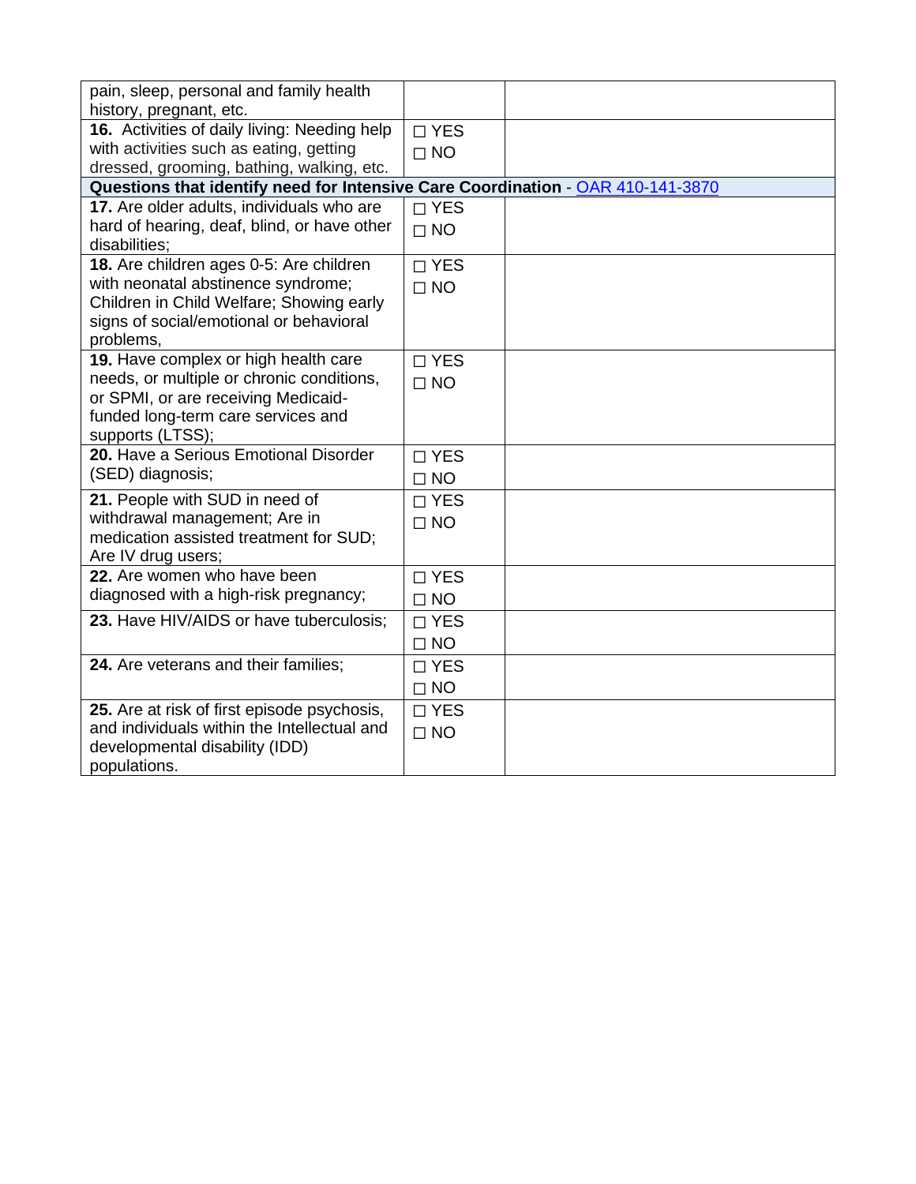| | | |
|---|---|---|
| pain, sleep, personal and family health history, pregnant, etc. | | |
| **16.** Activities of daily living: Needing help with activities such as eating, getting dressed, grooming, bathing, walking, etc. | ☐ YES ☐ NO | |
| **Questions that identify need for Intensive Care Coordination** - OAR 410-141-3870 | | |
| **17.** Are older adults, individuals who are hard of hearing, deaf, blind, or have other disabilities; | ☐ YES ☐ NO | |
| **18.** Are children ages 0-5: Are children with neonatal abstinence syndrome; Children in Child Welfare; Showing early signs of social/emotional or behavioral problems, | ☐ YES ☐ NO | |
| **19.** Have complex or high health care needs, or multiple or chronic conditions, or SPMI, or are receiving Medicaid-funded long-term care services and supports (LTSS); | ☐ YES ☐ NO | |
| **20.** Have a Serious Emotional Disorder (SED) diagnosis; | ☐ YES ☐ NO | |
| **21.** People with SUD in need of withdrawal management; Are in medication assisted treatment for SUD; Are IV drug users; | ☐ YES ☐ NO | |
| **22.** Are women who have been diagnosed with a high-risk pregnancy; | ☐ YES ☐ NO | |
| **23.** Have HIV/AIDS or have tuberculosis; | ☐ YES ☐ NO | |
| **24.** Are veterans and their families; | ☐ YES ☐ NO | |
| **25.** Are at risk of first episode psychosis, and individuals within the Intellectual and developmental disability (IDD) populations. | ☐ YES ☐ NO | |